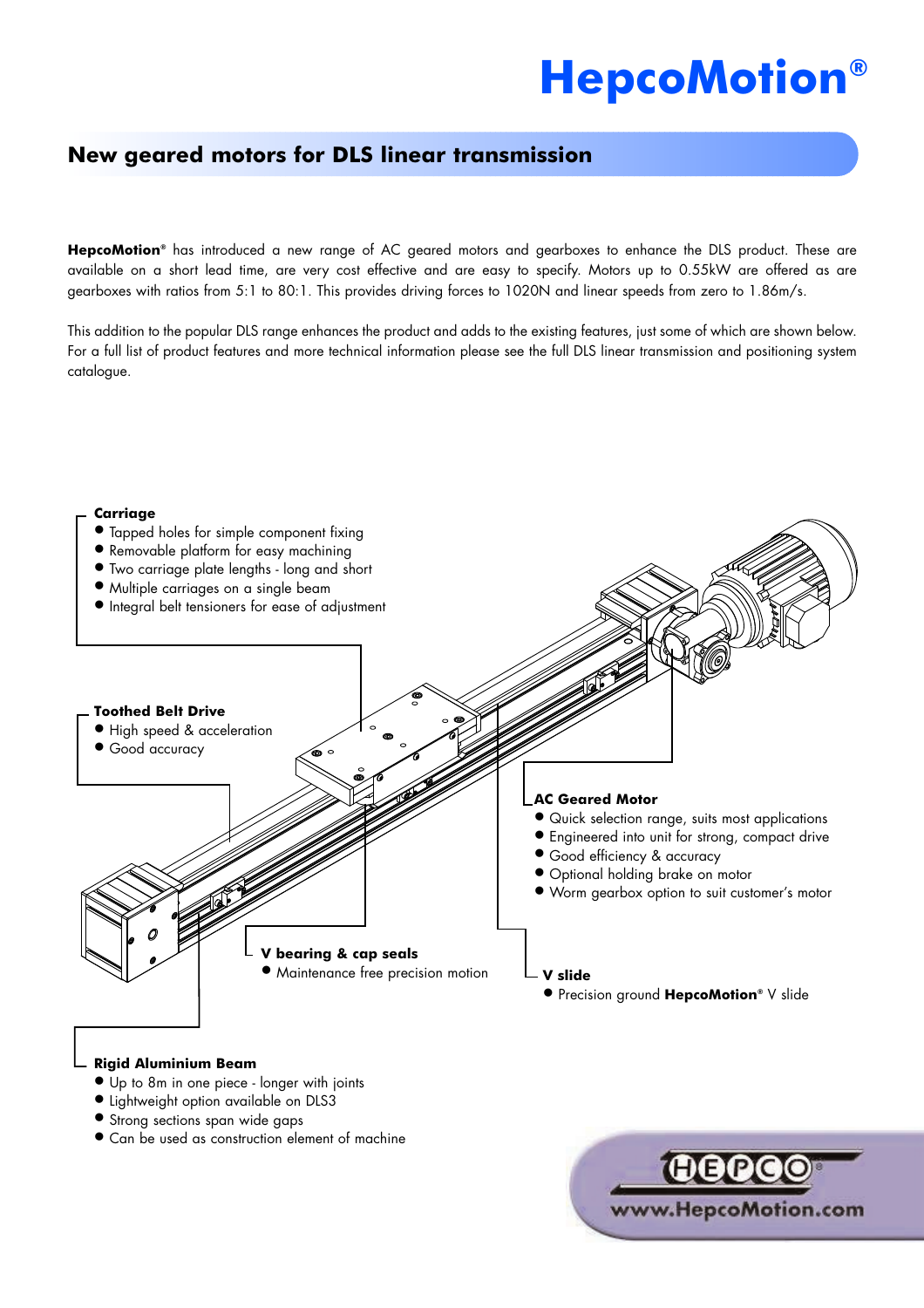# HepcoMotion®

## New geared motors for DLS linear transmission

**HepcoMotion®** has introduced a new range of AC geared motors and gearboxes to enhance the DLS product. These are available on a short lead time, are very cost effective and are easy to specify. Motors up to 0.55kW are offered as are gearboxes with ratios from 5:1 to 80:1. This provides driving forces to 1020N and linear speeds from zero to 1.86m/s.

This addition to the popular DLS range enhances the product and adds to the existing features, just some of which are shown below. For a full list of product features and more technical information please see the full DLS linear transmission and positioning system catalogue.

**Carriage**
- Tapped holes for simple component fixing
- Removable platform for easy machining
- Two carriage plate lengths - long and short
- Multiple carriages on a single beam
- Integral belt tensioners for ease of adjustment

**Toothed Belt Drive**
- High speed & acceleration
- Good accuracy

**AC Geared Motor**
- Quick selection range, suits most applications
- Engineered into unit for strong, compact drive
- Good efficiency & accuracy
- Optional holding brake on motor
- Worm gearbox option to suit customer's motor

**V bearing & cap seals**
- Maintenance free precision motion

**V slide**
- Precision ground **HepcoMotion®** V slide

**Rigid Aluminium Beam**
- Up to 8m in one piece - longer with joints
- Lightweight option available on DLS3
- Strong sections span wide gaps
- Can be used as construction element of machine

HEPCO®
www.HepcoMotion.com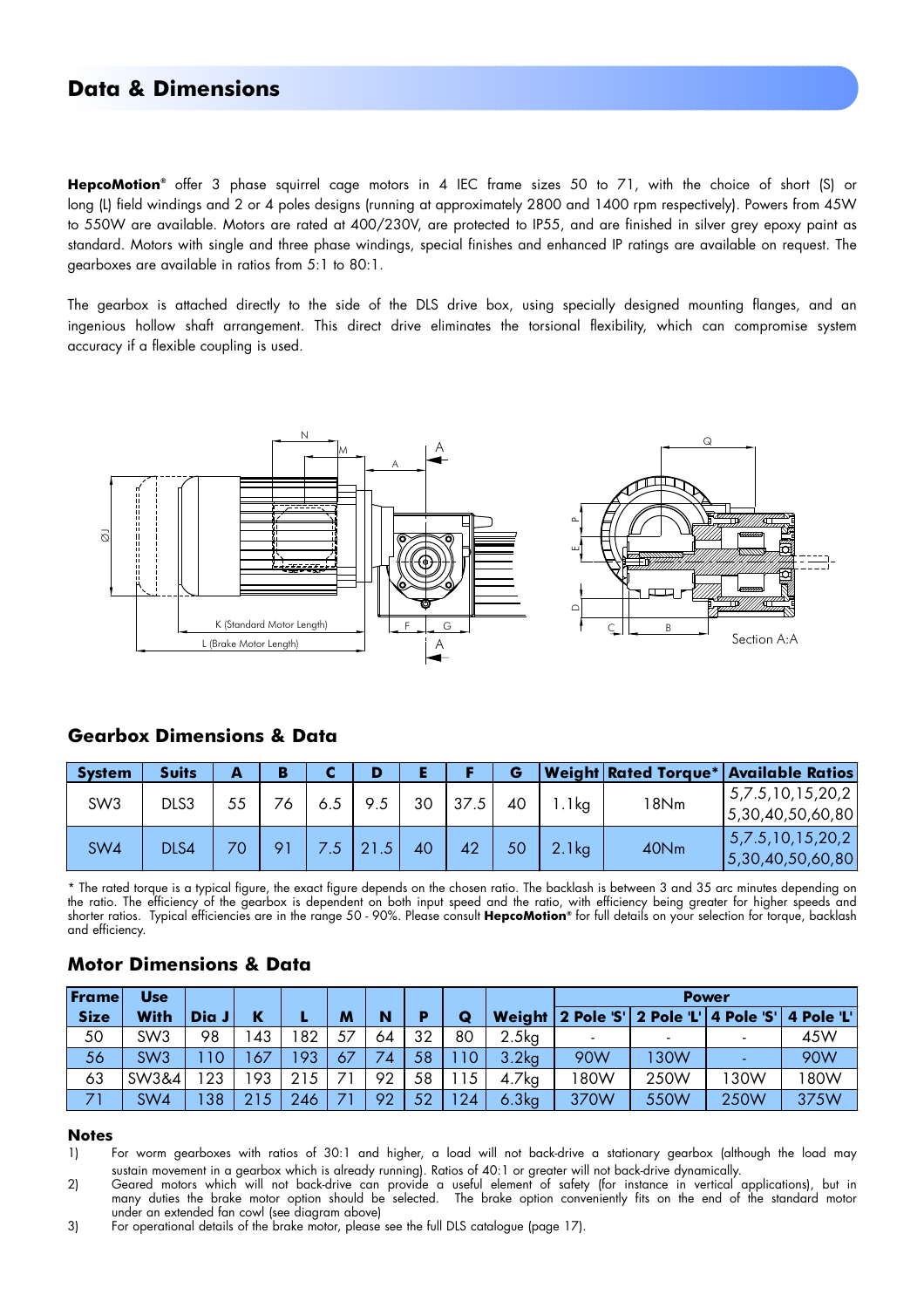# Data & Dimensions

**HepcoMotion**® offer 3 phase squirrel cage motors in 4 IEC frame sizes 50 to 71, with the choice of short (S) or long (L) field windings and 2 or 4 poles designs (running at approximately 2800 and 1400 rpm respectively). Powers from 45W to 550W are available. Motors are rated at 400/230V, are protected to IP55, and are finished in silver grey epoxy paint as standard. Motors with single and three phase windings, special finishes and enhanced IP ratings are available on request. The gearboxes are available in ratios from 5:1 to 80:1.

The gearbox is attached directly to the side of the DLS drive box, using specially designed mounting flanges, and an ingenious hollow shaft arrangement. This direct drive eliminates the torsional flexibility, which can compromise system accuracy if a flexible coupling is used.

## Gearbox Dimensions & Data

| System | Suits | A | B | C | D | E | F | G | Weight | Rated Torque* | Available Ratios |
|---|---|---|---|---|---|---|---|---|---|---|---|
| SW3 | DLS3 | 55 | 76 | 6.5 | 9.5 | 30 | 37.5 | 40 | 1.1kg | 18Nm | 5,7.5,10,15,20,25,30,40,50,60,80 |
| SW4 | DLS4 | 70 | 91 | 7.5 | 21.5 | 40 | 42 | 50 | 2.1kg | 40Nm | 5,7.5,10,15,20,25,30,40,50,60,80 |

\* The rated torque is a typical figure, the exact figure depends on the chosen ratio. The backlash is between 3 and 35 arc minutes depending on the ratio. The efficiency of the gearbox is dependent on both input speed and the ratio, with efficiency being greater for higher speeds and shorter ratios. Typical efficiencies are in the range 50 - 90%. Please consult **HepcoMotion**® for full details on your selection for torque, backlash and efficiency.

## Motor Dimensions & Data

| Frame Size | Use With | Dia J | K | L | M | N | P | Q | Weight | Power | | | |
|---|---|---|---|---|---|---|---|---|---|---|---|---|---|
| | | | | | | | | | | 2 Pole 'S' | 2 Pole 'L' | 4 Pole 'S' | 4 Pole 'L' |
| 50 | SW3 | 98 | 143 | 182 | 57 | 64 | 32 | 80 | 2.5kg | - | - | - | 45W |
| 56 | SW3 | 110 | 167 | 193 | 67 | 74 | 58 | 110 | 3.2kg | 90W | 130W | - | 90W |
| 63 | SW3&4 | 123 | 193 | 215 | 71 | 92 | 58 | 115 | 4.7kg | 180W | 250W | 130W | 180W |
| 71 | SW4 | 138 | 215 | 246 | 71 | 92 | 52 | 124 | 6.3kg | 370W | 550W | 250W | 375W |

### Notes

1) For worm gearboxes with ratios of 30:1 and higher, a load will not back-drive a stationary gearbox (although the load may sustain movement in a gearbox which is already running). Ratios of 40:1 or greater will not back-drive dynamically.
2) Geared motors which will not back-drive can provide a useful element of safety (for instance in vertical applications), but in many duties the brake motor option should be selected. The brake option conveniently fits on the end of the standard motor under an extended fan cowl (see diagram above)
3) For operational details of the brake motor, please see the full DLS catalogue (page 17).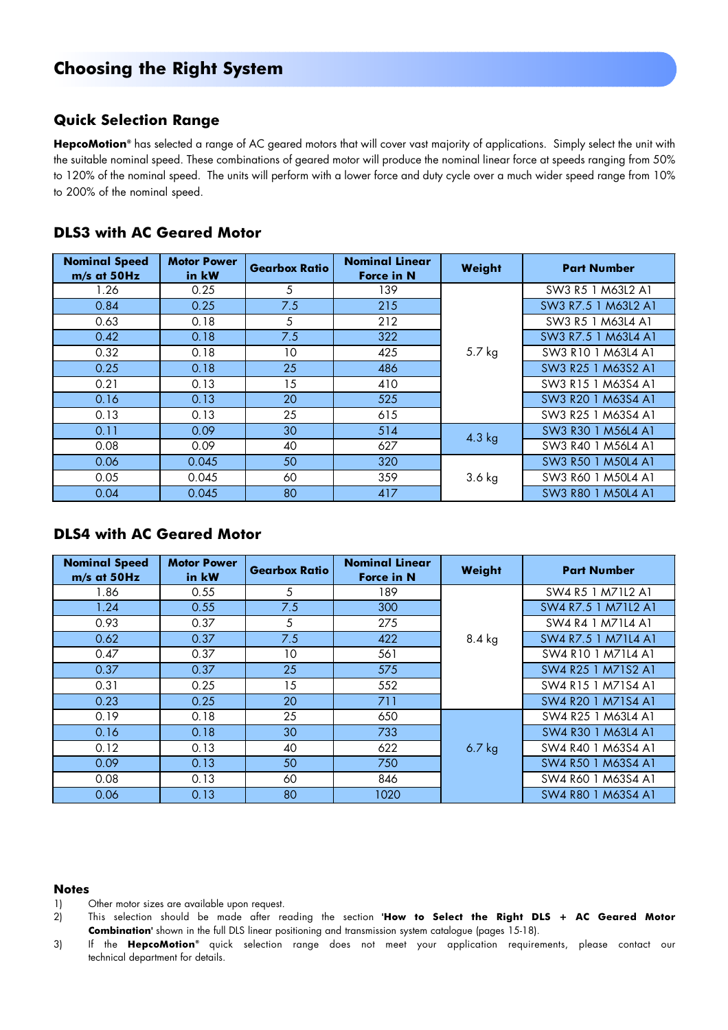# Choosing the Right System

## Quick Selection Range

**HepcoMotion®** has selected a range of AC geared motors that will cover vast majority of applications. Simply select the unit with the suitable nominal speed. These combinations of geared motor will produce the nominal linear force at speeds ranging from 50% to 120% of the nominal speed. The units will perform with a lower force and duty cycle over a much wider speed range from 10% to 200% of the nominal speed.

## DLS3 with AC Geared Motor

| Nominal Speed m/s at 50Hz | Motor Power in kW | Gearbox Ratio | Nominal Linear Force in N | Weight | Part Number |
|---|---|---|---|---|---|
| 1.26 | 0.25 | 5 | 139 | 5.7 kg | SW3 R5 1 M63L2 A1 |
| 0.84 | 0.25 | 7.5 | 215 | | SW3 R7.5 1 M63L2 A1 |
| 0.63 | 0.18 | 5 | 212 | | SW3 R5 1 M63L4 A1 |
| 0.42 | 0.18 | 7.5 | 322 | | SW3 R7.5 1 M63L4 A1 |
| 0.32 | 0.18 | 10 | 425 | | SW3 R10 1 M63L4 A1 |
| 0.25 | 0.18 | 25 | 486 | | SW3 R25 1 M63S2 A1 |
| 0.21 | 0.13 | 15 | 410 | | SW3 R15 1 M63S4 A1 |
| 0.16 | 0.13 | 20 | 525 | | SW3 R20 1 M63S4 A1 |
| 0.13 | 0.13 | 25 | 615 | | SW3 R25 1 M63S4 A1 |
| 0.11 | 0.09 | 30 | 514 | 4.3 kg | SW3 R30 1 M56L4 A1 |
| 0.08 | 0.09 | 40 | 627 | | SW3 R40 1 M56L4 A1 |
| 0.06 | 0.045 | 50 | 320 | 3.6 kg | SW3 R50 1 M50L4 A1 |
| 0.05 | 0.045 | 60 | 359 | | SW3 R60 1 M50L4 A1 |
| 0.04 | 0.045 | 80 | 417 | | SW3 R80 1 M50L4 A1 |

## DLS4 with AC Geared Motor

| Nominal Speed m/s at 50Hz | Motor Power in kW | Gearbox Ratio | Nominal Linear Force in N | Weight | Part Number |
|---|---|---|---|---|---|
| 1.86 | 0.55 | 5 | 189 | 8.4 kg | SW4 R5 1 M71L2 A1 |
| 1.24 | 0.55 | 7.5 | 300 | | SW4 R7.5 1 M71L2 A1 |
| 0.93 | 0.37 | 5 | 275 | | SW4 R4 1 M71L4 A1 |
| 0.62 | 0.37 | 7.5 | 422 | | SW4 R7.5 1 M71L4 A1 |
| 0.47 | 0.37 | 10 | 561 | | SW4 R10 1 M71L4 A1 |
| 0.37 | 0.37 | 25 | 575 | | SW4 R25 1 M71S2 A1 |
| 0.31 | 0.25 | 15 | 552 | | SW4 R15 1 M71S4 A1 |
| 0.23 | 0.25 | 20 | 711 | | SW4 R20 1 M71S4 A1 |
| 0.19 | 0.18 | 25 | 650 | 6.7 kg | SW4 R25 1 M63L4 A1 |
| 0.16 | 0.18 | 30 | 733 | | SW4 R30 1 M63L4 A1 |
| 0.12 | 0.13 | 40 | 622 | | SW4 R40 1 M63S4 A1 |
| 0.09 | 0.13 | 50 | 750 | | SW4 R50 1 M63S4 A1 |
| 0.08 | 0.13 | 60 | 846 | | SW4 R60 1 M63S4 A1 |
| 0.06 | 0.13 | 80 | 1020 | | SW4 R80 1 M63S4 A1 |

### Notes

1) Other motor sizes are available upon request.
2) This selection should be made after reading the section **'How to Select the Right DLS + AC Geared Motor Combination'** shown in the full DLS linear positioning and transmission system catalogue (pages 15-18).
3) If the **HepcoMotion®** quick selection range does not meet your application requirements, please contact our technical department for details.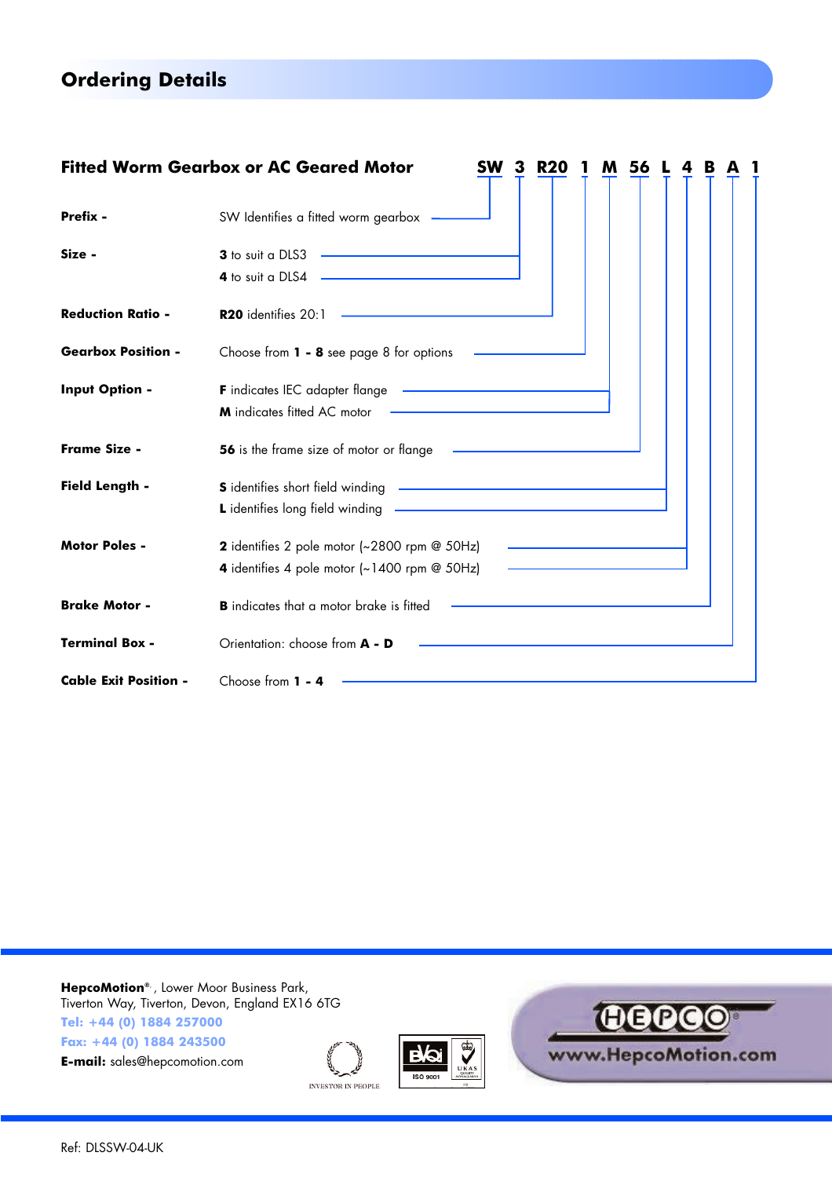## Ordering Details

### Fitted Worm Gearbox or AC Geared Motor

**SW 3 R20 1 M 56 L 4 B A 1**

| | |
|---|---|
| **Prefix -** | SW Identifies a fitted worm gearbox |
| **Size -** | **3** to suit a DLS3<br>**4** to suit a DLS4 |
| **Reduction Ratio -** | **R20** identifies 20:1 |
| **Gearbox Position -** | Choose from **1 - 8** see page 8 for options |
| **Input Option -** | **F** indicates IEC adapter flange<br>**M** indicates fitted AC motor |
| **Frame Size -** | **56** is the frame size of motor or flange |
| **Field Length -** | **S** identifies short field winding<br>**L** identifies long field winding |
| **Motor Poles -** | **2** identifies 2 pole motor (~2800 rpm @ 50Hz)<br>**4** identifies 4 pole motor (~1400 rpm @ 50Hz) |
| **Brake Motor -** | **B** indicates that a motor brake is fitted |
| **Terminal Box -** | Orientation: choose from **A - D** |
| **Cable Exit Position -** | Choose from **1 - 4** |

**HepcoMotion**®, Lower Moor Business Park,
Tiverton Way, Tiverton, Devon, England EX16 6TG
**Tel: +44 (0) 1884 257000**
**Fax: +44 (0) 1884 243500**
**E-mail:** sales@hepcomotion.com

INVESTOR IN PEOPLE

ISO 9001

HEPCO
www.HepcoMotion.com

Ref: DLSSW-04-UK